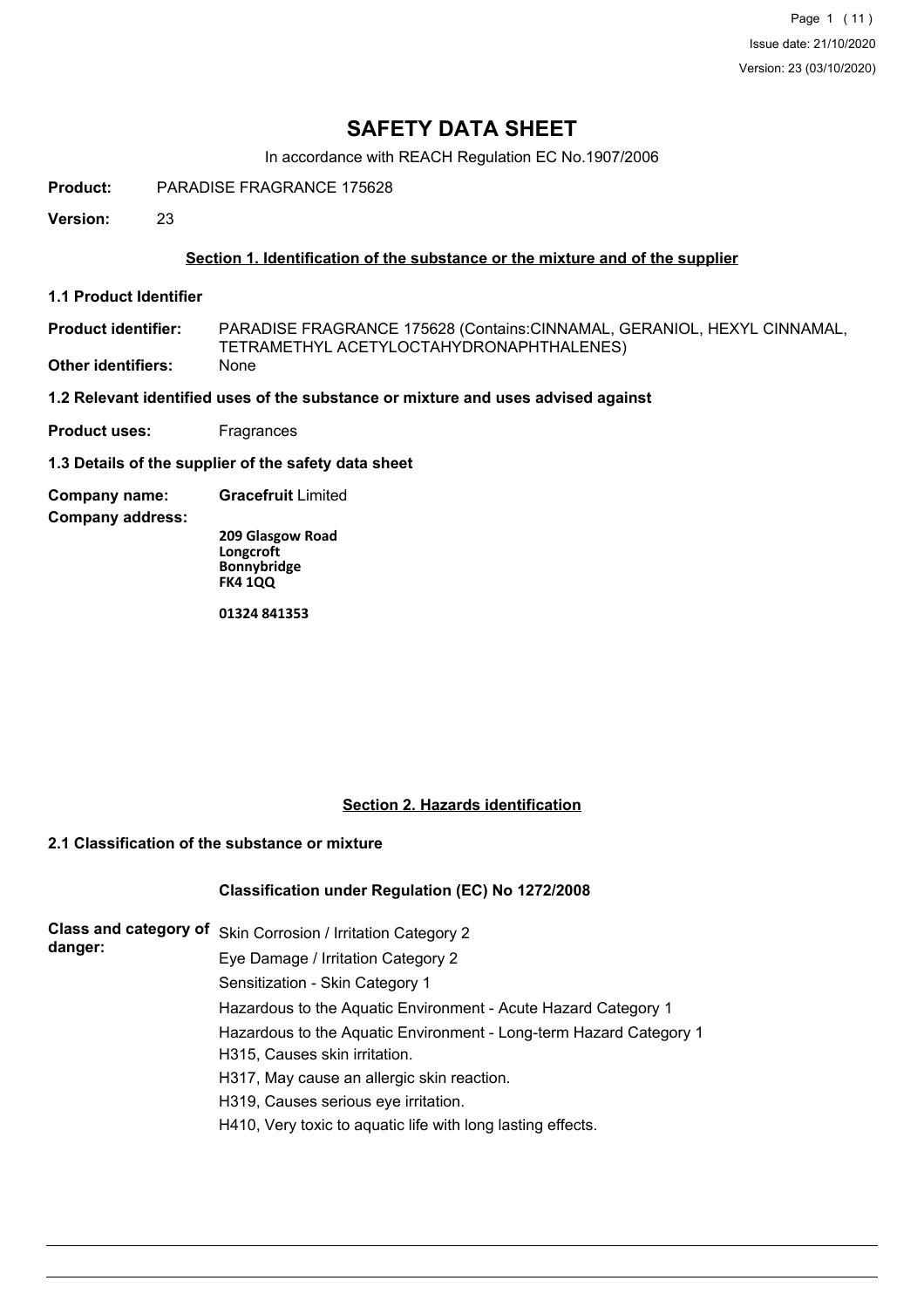# SAFETY DATA SHEET

In accordance with REACH Regulation EC No.1907/2006

**Product:** PARADISE FRAGRANCE 175628

**Version:** 23

## Section 1. Identification of the substance or the mixture and of the supplier

### 1.1 Product Identifier

**Product identifier:** PARADISE FRAGRANCE 175628 (Contains:CINNAMAL, GERANIOL, HEXYL CINNAMAL, TETRAMETHYL ACETYLOCTAHYDRONAPHTHALENES)

**Other identifiers:** None

### 1.2 Relevant identified uses of the substance or mixture and uses advised against

**Product uses:** Fragrances

### 1.3 Details of the supplier of the safety data sheet

**Company name:** **Gracefruit** Limited

**Company address:**

**209 Glasgow Road**
**Longcroft**
**Bonnybridge**
**FK4 1QQ**

**01324 841353**

## Section 2. Hazards identification

### 2.1 Classification of the substance or mixture

**Classification under Regulation (EC) No 1272/2008**

**Class and category of danger:**

Skin Corrosion / Irritation Category 2
Eye Damage / Irritation Category 2
Sensitization - Skin Category 1
Hazardous to the Aquatic Environment - Acute Hazard Category 1
Hazardous to the Aquatic Environment - Long-term Hazard Category 1
H315, Causes skin irritation.
H317, May cause an allergic skin reaction.
H319, Causes serious eye irritation.
H410, Very toxic to aquatic life with long lasting effects.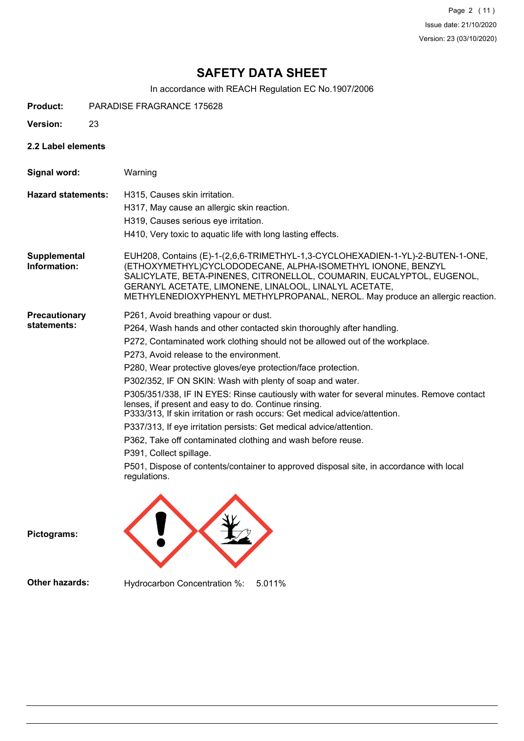# SAFETY DATA SHEET

In accordance with REACH Regulation EC No.1907/2006

**Product:** PARADISE FRAGRANCE 175628

**Version:** 23

### 2.2 Label elements

**Signal word:** Warning

**Hazard statements:**
H315, Causes skin irritation.
H317, May cause an allergic skin reaction.
H319, Causes serious eye irritation.
H410, Very toxic to aquatic life with long lasting effects.

**Supplemental Information:** EUH208, Contains (E)-1-(2,6,6-TRIMETHYL-1,3-CYCLOHEXADIEN-1-YL)-2-BUTEN-1-ONE, (ETHOXYMETHYL)CYCLODODECANE, ALPHA-ISOMETHYL IONONE, BENZYL SALICYLATE, BETA-PINENES, CITRONELLOL, COUMARIN, EUCALYPTOL, EUGENOL, GERANYL ACETATE, LIMONENE, LINALOOL, LINALYL ACETATE, METHYLENEDIOXYPHENYL METHYLPROPANAL, NEROL. May produce an allergic reaction.

**Precautionary statements:**
P261, Avoid breathing vapour or dust.
P264, Wash hands and other contacted skin thoroughly after handling.
P272, Contaminated work clothing should not be allowed out of the workplace.
P273, Avoid release to the environment.
P280, Wear protective gloves/eye protection/face protection.
P302/352, IF ON SKIN: Wash with plenty of soap and water.
P305/351/338, IF IN EYES: Rinse cautiously with water for several minutes. Remove contact lenses, if present and easy to do. Continue rinsing.
P333/313, If skin irritation or rash occurs: Get medical advice/attention.
P337/313, If eye irritation persists: Get medical advice/attention.
P362, Take off contaminated clothing and wash before reuse.
P391, Collect spillage.
P501, Dispose of contents/container to approved disposal site, in accordance with local regulations.

**Pictograms:**

**Other hazards:** Hydrocarbon Concentration %: 5.011%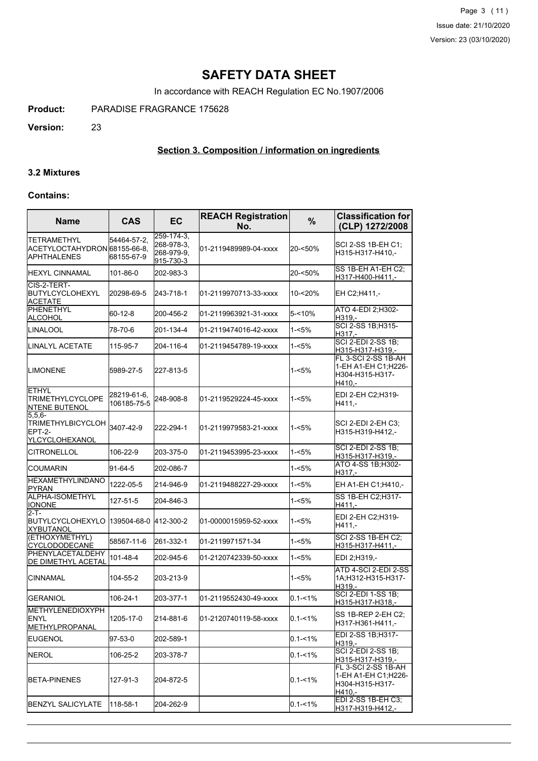# SAFETY DATA SHEET

In accordance with REACH Regulation EC No.1907/2006

**Product:** PARADISE FRAGRANCE 175628

**Version:** 23

## Section 3. Composition / information on ingredients

### 3.2 Mixtures

### Contains:

| Name | CAS | EC | REACH Registration No. | % | Classification for (CLP) 1272/2008 |
|---|---|---|---|---|---|
| TETRAMETHYL ACETYLOCTAHYDRONAPHTHALENES | 54464-57-2, 68155-66-8, 68155-67-9 | 259-174-3, 268-978-3, 268-979-9, 915-730-3 | 01-2119489989-04-xxxx | 20-<50% | SCI 2-SS 1B-EH C1;H315-H317-H410,- |
| HEXYL CINNAMAL | 101-86-0 | 202-983-3 | | 20-<50% | SS 1B-EH A1-EH C2;H317-H400-H411,- |
| CIS-2-TERT-BUTYLCYCLOHEXYL ACETATE | 20298-69-5 | 243-718-1 | 01-2119970713-33-xxxx | 10-<20% | EH C2;H411,- |
| PHENETHYL ALCOHOL | 60-12-8 | 200-456-2 | 01-2119963921-31-xxxx | 5-<10% | ATO 4-EDI 2;H302-H319,- |
| LINALOOL | 78-70-6 | 201-134-4 | 01-2119474016-42-xxxx | 1-<5% | SCI 2-SS 1B;H315-H317,- |
| LINALYL ACETATE | 115-95-7 | 204-116-4 | 01-2119454789-19-xxxx | 1-<5% | SCI 2-EDI 2-SS 1B;H315-H317-H319,- |
| LIMONENE | 5989-27-5 | 227-813-5 | | 1-<5% | FL 3-SCI 2-SS 1B-AH 1-EH A1-EH C1;H226-H304-H315-H317-H410,- |
| ETHYL TRIMETHYLCYCLOPENTENE BUTENOL | 28219-61-6, 106185-75-5 | 248-908-8 | 01-2119529224-45-xxxx | 1-<5% | EDI 2-EH C2;H319-H411,- |
| 5,5,6-TRIMETHYLBICYCLOHEPT-2-YLCYCLOHEXANOL | 3407-42-9 | 222-294-1 | 01-2119979583-21-xxxx | 1-<5% | SCI 2-EDI 2-EH C3;H315-H319-H412,- |
| CITRONELLOL | 106-22-9 | 203-375-0 | 01-2119453995-23-xxxx | 1-<5% | SCI 2-EDI 2-SS 1B;H315-H317-H319,- |
| COUMARIN | 91-64-5 | 202-086-7 | | 1-<5% | ATO 4-SS 1B;H302-H317,- |
| HEXAMETHYLINDANOPYRAN | 1222-05-5 | 214-946-9 | 01-2119488227-29-xxxx | 1-<5% | EH A1-EH C1;H410,- |
| ALPHA-ISOMETHYL IONONE | 127-51-5 | 204-846-3 | | 1-<5% | SS 1B-EH C2;H317-H411,- |
| 2-T-BUTYLCYCLOHEXYLOXYBUTANOL | 139504-68-0 | 412-300-2 | 01-0000015959-52-xxxx | 1-<5% | EDI 2-EH C2;H319-H411,- |
| (ETHOXYMETHYL) CYCLODODECANE | 58567-11-6 | 261-332-1 | 01-2119971571-34 | 1-<5% | SCI 2-SS 1B-EH C2;H315-H317-H411,- |
| PHENYLACETALDEHYDE DIMETHYL ACETAL | 101-48-4 | 202-945-6 | 01-2120742339-50-xxxx | 1-<5% | EDI 2;H319,- |
| CINNAMAL | 104-55-2 | 203-213-9 | | 1-<5% | ATD 4-SCI 2-EDI 2-SS 1A;H312-H315-H317-H319,- |
| GERANIOL | 106-24-1 | 203-377-1 | 01-2119552430-49-xxxx | 0.1-<1% | SCI 2-EDI 1-SS 1B;H315-H317-H318,- |
| METHYLENEDIOXYPHENYL METHYLPROPANAL | 1205-17-0 | 214-881-6 | 01-2120740119-58-xxxx | 0.1-<1% | SS 1B-REP 2-EH C2;H317-H361-H411,- |
| EUGENOL | 97-53-0 | 202-589-1 | | 0.1-<1% | EDI 2-SS 1B;H317-H319,- |
| NEROL | 106-25-2 | 203-378-7 | | 0.1-<1% | SCI 2-EDI 2-SS 1B;H315-H317-H319,- |
| BETA-PINENES | 127-91-3 | 204-872-5 | | 0.1-<1% | FL 3-SCI 2-SS 1B-AH 1-EH A1-EH C1;H226-H304-H315-H317-H410,- |
| BENZYL SALICYLATE | 118-58-1 | 204-262-9 | | 0.1-<1% | EDI 2-SS 1B-EH C3;H317-H319-H412,- |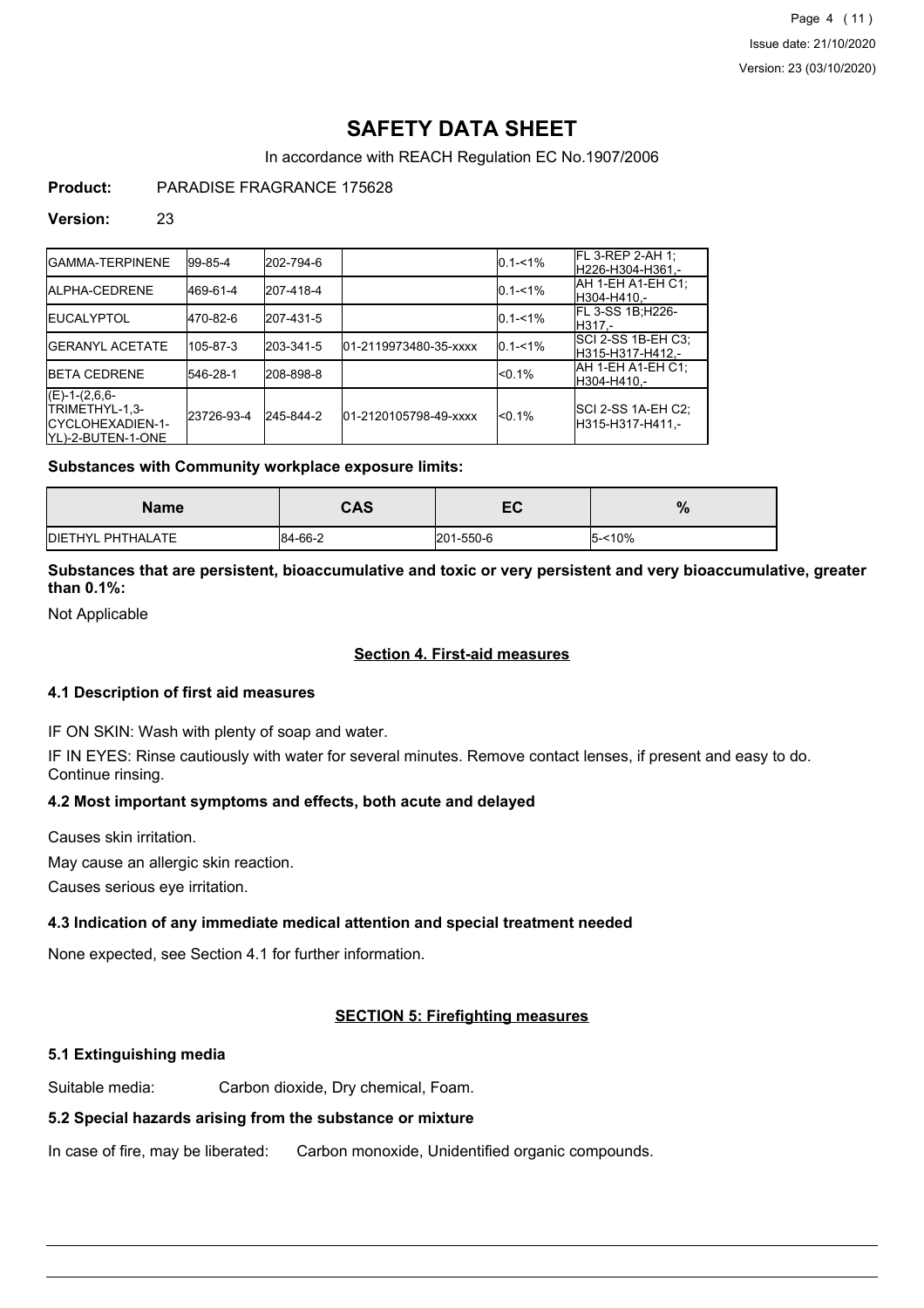| GAMMA-TERPINENE | 99-85-4 | 202-794-6 | | 0.1-<1% | FL 3-REP 2-AH 1;<br>H226-H304-H361,- |
|---|---|---|---|---|---|
| ALPHA-CEDRENE | 469-61-4 | 207-418-4 | | 0.1-<1% | AH 1-EH A1-EH C1;<br>H304-H410,- |
| EUCALYPTOL | 470-82-6 | 207-431-5 | | 0.1-<1% | FL 3-SS 1B;H226-<br>H317,- |
| GERANYL ACETATE | 105-87-3 | 203-341-5 | 01-2119973480-35-xxxx | 0.1-<1% | SCI 2-SS 1B-EH C3;<br>H315-H317-H412,- |
| BETA CEDRENE | 546-28-1 | 208-898-8 | | <0.1% | AH 1-EH A1-EH C1;<br>H304-H410,- |
| (E)-1-(2,6,6-TRIMETHYL-1,3-CYCLOHEXADIEN-1-YL)-2-BUTEN-1-ONE | 23726-93-4 | 245-844-2 | 01-2120105798-49-xxxx | <0.1% | SCI 2-SS 1A-EH C2;<br>H315-H317-H411,- |

**Substances with Community workplace exposure limits:**

| Name | CAS | EC | % |
|---|---|---|---|
| DIETHYL PHTHALATE | 84-66-2 | 201-550-6 | 5-<10% |

**Substances that are persistent, bioaccumulative and toxic or very persistent and very bioaccumulative, greater than 0.1%:**

Not Applicable

## Section 4. First-aid measures

### 4.1 Description of first aid measures

IF ON SKIN: Wash with plenty of soap and water.

IF IN EYES: Rinse cautiously with water for several minutes. Remove contact lenses, if present and easy to do. Continue rinsing.

### 4.2 Most important symptoms and effects, both acute and delayed

Causes skin irritation.

May cause an allergic skin reaction.

Causes serious eye irritation.

### 4.3 Indication of any immediate medical attention and special treatment needed

None expected, see Section 4.1 for further information.

## SECTION 5: Firefighting measures

### 5.1 Extinguishing media

Suitable media: Carbon dioxide, Dry chemical, Foam.

### 5.2 Special hazards arising from the substance or mixture

In case of fire, may be liberated: Carbon monoxide, Unidentified organic compounds.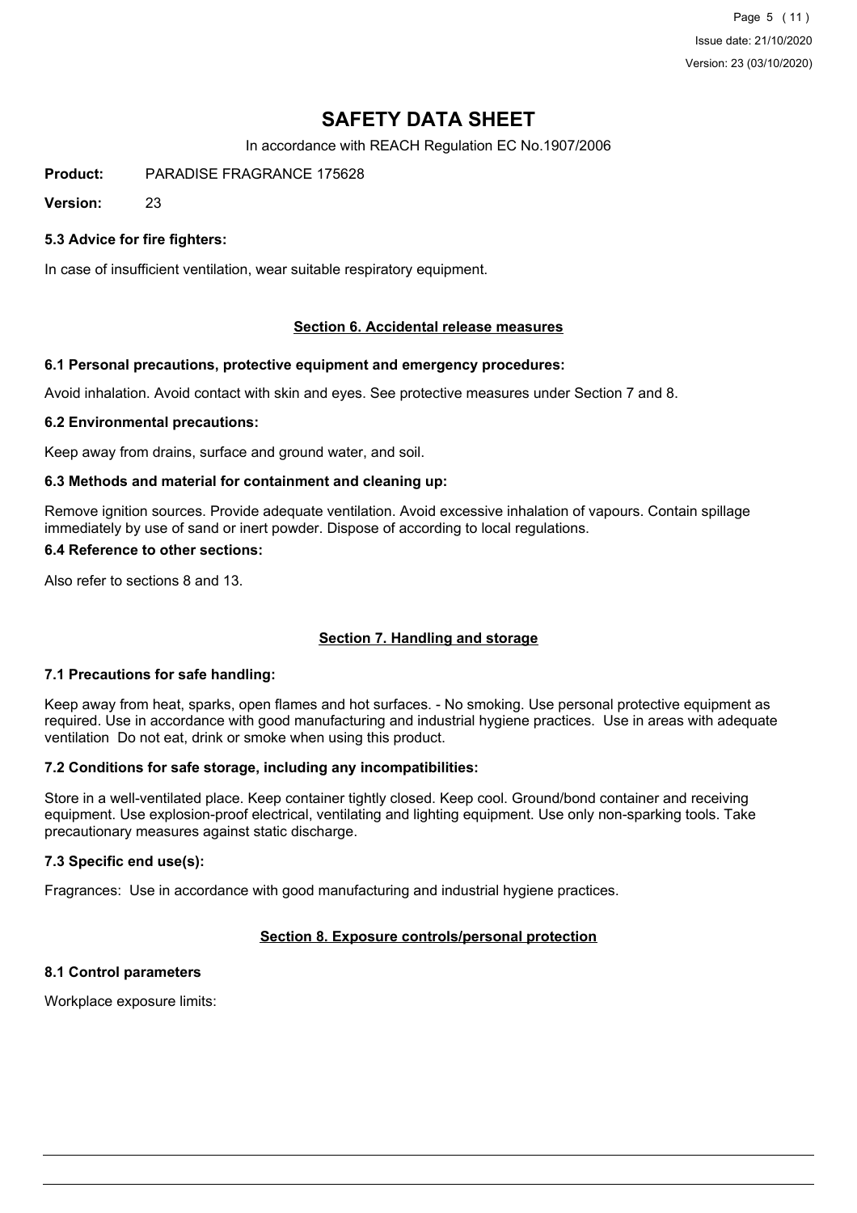# SAFETY DATA SHEET

In accordance with REACH Regulation EC No.1907/2006

**Product:** PARADISE FRAGRANCE 175628

**Version:** 23

### 5.3 Advice for fire fighters:

In case of insufficient ventilation, wear suitable respiratory equipment.

## Section 6. Accidental release measures

### 6.1 Personal precautions, protective equipment and emergency procedures:

Avoid inhalation. Avoid contact with skin and eyes. See protective measures under Section 7 and 8.

### 6.2 Environmental precautions:

Keep away from drains, surface and ground water, and soil.

### 6.3 Methods and material for containment and cleaning up:

Remove ignition sources. Provide adequate ventilation. Avoid excessive inhalation of vapours. Contain spillage immediately by use of sand or inert powder. Dispose of according to local regulations.

### 6.4 Reference to other sections:

Also refer to sections 8 and 13.

## Section 7. Handling and storage

### 7.1 Precautions for safe handling:

Keep away from heat, sparks, open flames and hot surfaces. - No smoking. Use personal protective equipment as required. Use in accordance with good manufacturing and industrial hygiene practices. Use in areas with adequate ventilation Do not eat, drink or smoke when using this product.

### 7.2 Conditions for safe storage, including any incompatibilities:

Store in a well-ventilated place. Keep container tightly closed. Keep cool. Ground/bond container and receiving equipment. Use explosion-proof electrical, ventilating and lighting equipment. Use only non-sparking tools. Take precautionary measures against static discharge.

### 7.3 Specific end use(s):

Fragrances: Use in accordance with good manufacturing and industrial hygiene practices.

## Section 8. Exposure controls/personal protection

### 8.1 Control parameters

Workplace exposure limits: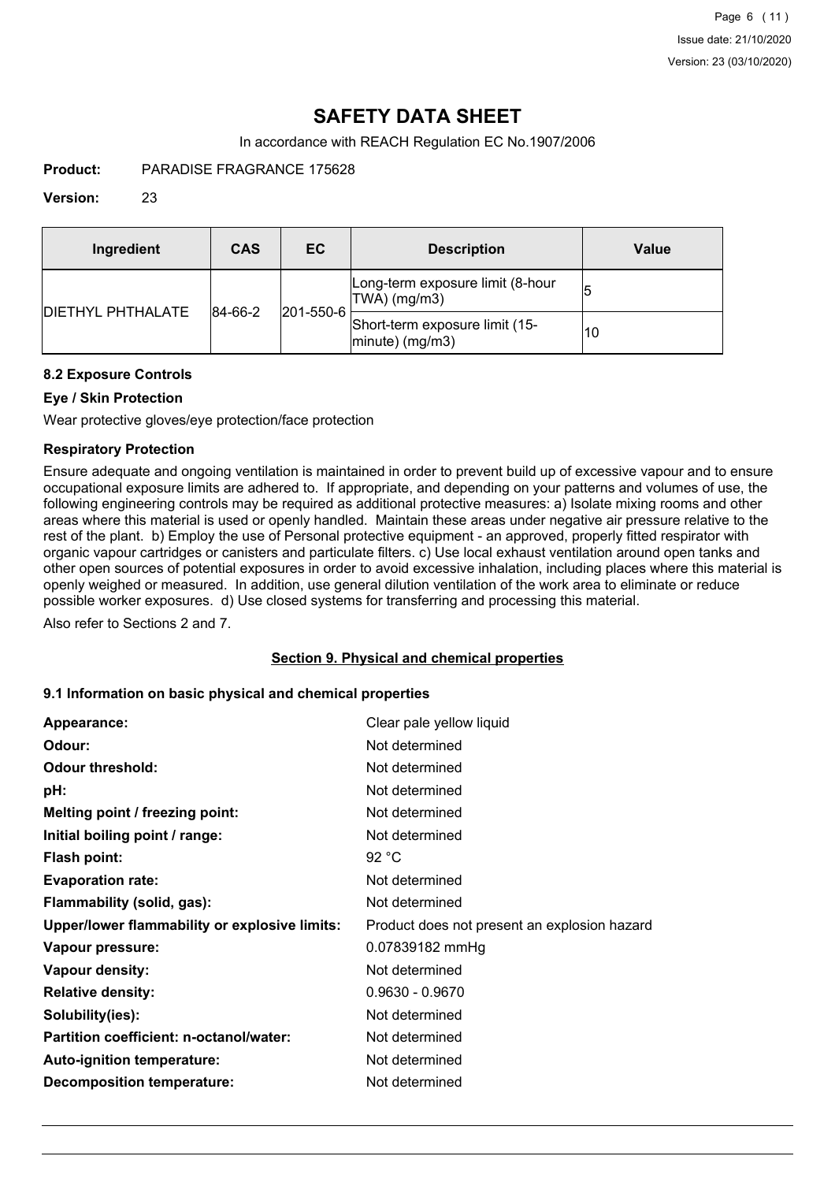# SAFETY DATA SHEET

In accordance with REACH Regulation EC No.1907/2006

**Product:** PARADISE FRAGRANCE 175628

**Version:** 23

| Ingredient | CAS | EC | Description | Value |
|---|---|---|---|---|
| DIETHYL PHTHALATE | 84-66-2 | 201-550-6 | Long-term exposure limit (8-hour TWA) (mg/m3) | 5 |
| | | | Short-term exposure limit (15-minute) (mg/m3) | 10 |

### 8.2 Exposure Controls

#### Eye / Skin Protection

Wear protective gloves/eye protection/face protection

#### Respiratory Protection

Ensure adequate and ongoing ventilation is maintained in order to prevent build up of excessive vapour and to ensure occupational exposure limits are adhered to. If appropriate, and depending on your patterns and volumes of use, the following engineering controls may be required as additional protective measures: a) Isolate mixing rooms and other areas where this material is used or openly handled. Maintain these areas under negative air pressure relative to the rest of the plant. b) Employ the use of Personal protective equipment - an approved, properly fitted respirator with organic vapour cartridges or canisters and particulate filters. c) Use local exhaust ventilation around open tanks and other open sources of potential exposures in order to avoid excessive inhalation, including places where this material is openly weighed or measured. In addition, use general dilution ventilation of the work area to eliminate or reduce possible worker exposures. d) Use closed systems for transferring and processing this material.

Also refer to Sections 2 and 7.

## Section 9. Physical and chemical properties

### 9.1 Information on basic physical and chemical properties

**Appearance:** Clear pale yellow liquid
**Odour:** Not determined
**Odour threshold:** Not determined
**pH:** Not determined
**Melting point / freezing point:** Not determined
**Initial boiling point / range:** Not determined
**Flash point:** 92 °C
**Evaporation rate:** Not determined
**Flammability (solid, gas):** Not determined
**Upper/lower flammability or explosive limits:** Product does not present an explosion hazard
**Vapour pressure:** 0.07839182 mmHg
**Vapour density:** Not determined
**Relative density:** 0.9630 - 0.9670
**Solubility(ies):** Not determined
**Partition coefficient: n-octanol/water:** Not determined
**Auto-ignition temperature:** Not determined
**Decomposition temperature:** Not determined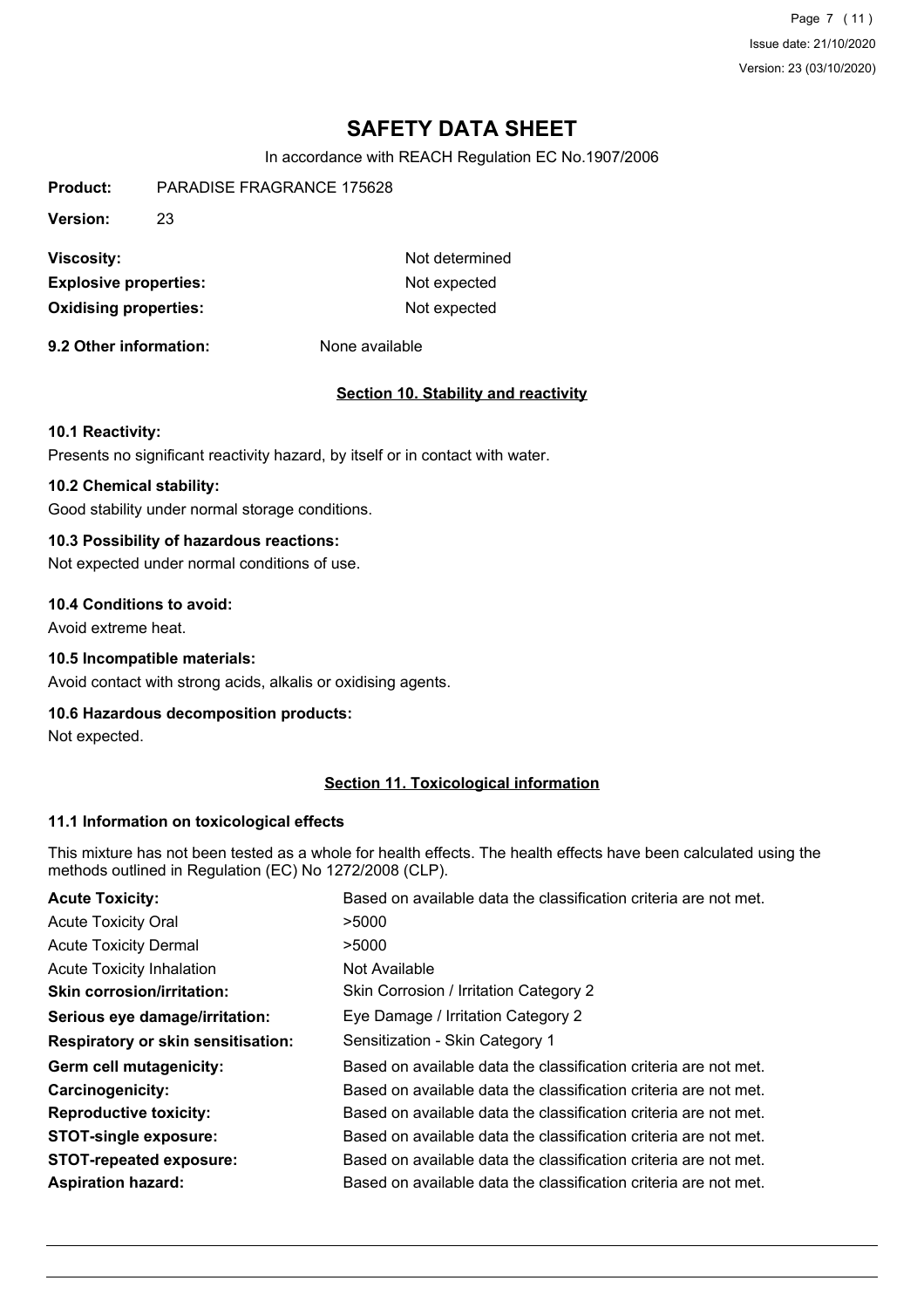# SAFETY DATA SHEET

In accordance with REACH Regulation EC No.1907/2006

**Product:** PARADISE FRAGRANCE 175628

**Version:** 23

| | |
|---|---|
| **Viscosity:** | Not determined |
| **Explosive properties:** | Not expected |
| **Oxidising properties:** | Not expected |

**9.2 Other information:** None available

## Section 10. Stability and reactivity

**10.1 Reactivity:**

Presents no significant reactivity hazard, by itself or in contact with water.

**10.2 Chemical stability:**

Good stability under normal storage conditions.

**10.3 Possibility of hazardous reactions:**

Not expected under normal conditions of use.

**10.4 Conditions to avoid:**

Avoid extreme heat.

**10.5 Incompatible materials:**

Avoid contact with strong acids, alkalis or oxidising agents.

**10.6 Hazardous decomposition products:**

Not expected.

## Section 11. Toxicological information

**11.1 Information on toxicological effects**

This mixture has not been tested as a whole for health effects. The health effects have been calculated using the methods outlined in Regulation (EC) No 1272/2008 (CLP).

| | |
|---|---|
| **Acute Toxicity:** | Based on available data the classification criteria are not met. |
| Acute Toxicity Oral | >5000 |
| Acute Toxicity Dermal | >5000 |
| Acute Toxicity Inhalation | Not Available |
| **Skin corrosion/irritation:** | Skin Corrosion / Irritation Category 2 |
| **Serious eye damage/irritation:** | Eye Damage / Irritation Category 2 |
| **Respiratory or skin sensitisation:** | Sensitization - Skin Category 1 |
| **Germ cell mutagenicity:** | Based on available data the classification criteria are not met. |
| **Carcinogenicity:** | Based on available data the classification criteria are not met. |
| **Reproductive toxicity:** | Based on available data the classification criteria are not met. |
| **STOT-single exposure:** | Based on available data the classification criteria are not met. |
| **STOT-repeated exposure:** | Based on available data the classification criteria are not met. |
| **Aspiration hazard:** | Based on available data the classification criteria are not met. |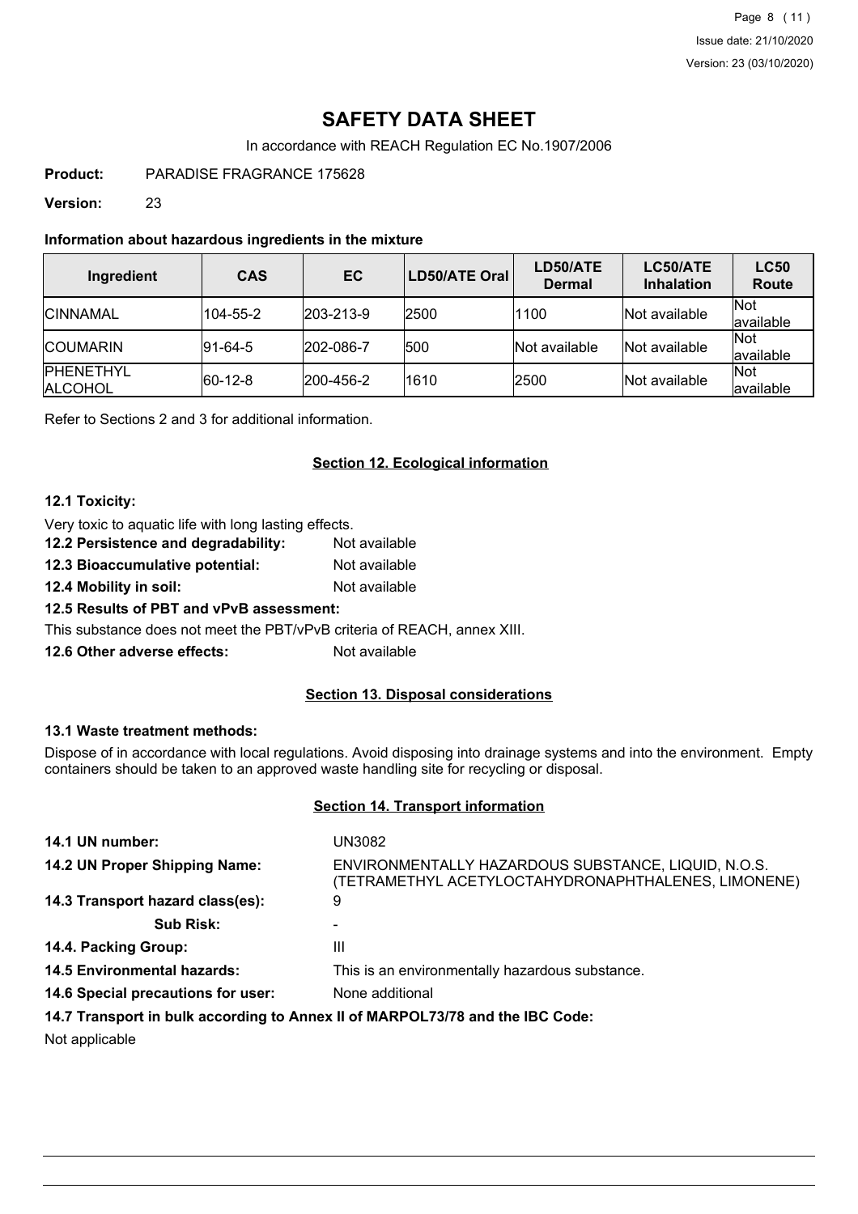# SAFETY DATA SHEET

In accordance with REACH Regulation EC No.1907/2006

**Product:** PARADISE FRAGRANCE 175628

**Version:** 23

### Information about hazardous ingredients in the mixture

| Ingredient | CAS | EC | LD50/ATE Oral | LD50/ATE Dermal | LC50/ATE Inhalation | LC50 Route |
|---|---|---|---|---|---|---|
| CINNAMAL | 104-55-2 | 203-213-9 | 2500 | 1100 | Not available | Not available |
| COUMARIN | 91-64-5 | 202-086-7 | 500 | Not available | Not available | Not available |
| PHENETHYL ALCOHOL | 60-12-8 | 200-456-2 | 1610 | 2500 | Not available | Not available |

Refer to Sections 2 and 3 for additional information.

## Section 12. Ecological information

### 12.1 Toxicity:

Very toxic to aquatic life with long lasting effects.

**12.2 Persistence and degradability:** Not available

**12.3 Bioaccumulative potential:** Not available

**12.4 Mobility in soil:** Not available

### 12.5 Results of PBT and vPvB assessment:

This substance does not meet the PBT/vPvB criteria of REACH, annex XIII.

**12.6 Other adverse effects:** Not available

## Section 13. Disposal considerations

### 13.1 Waste treatment methods:

Dispose of in accordance with local regulations. Avoid disposing into drainage systems and into the environment. Empty containers should be taken to an approved waste handling site for recycling or disposal.

## Section 14. Transport information

**14.1 UN number:** UN3082

**14.2 UN Proper Shipping Name:** ENVIRONMENTALLY HAZARDOUS SUBSTANCE, LIQUID, N.O.S. (TETRAMETHYL ACETYLOCTAHYDRONAPHTHALENES, LIMONENE)

**14.3 Transport hazard class(es):** 9

**Sub Risk:** -

**14.4. Packing Group:** III

**14.5 Environmental hazards:** This is an environmentally hazardous substance.

**14.6 Special precautions for user:** None additional

### 14.7 Transport in bulk according to Annex II of MARPOL73/78 and the IBC Code:

Not applicable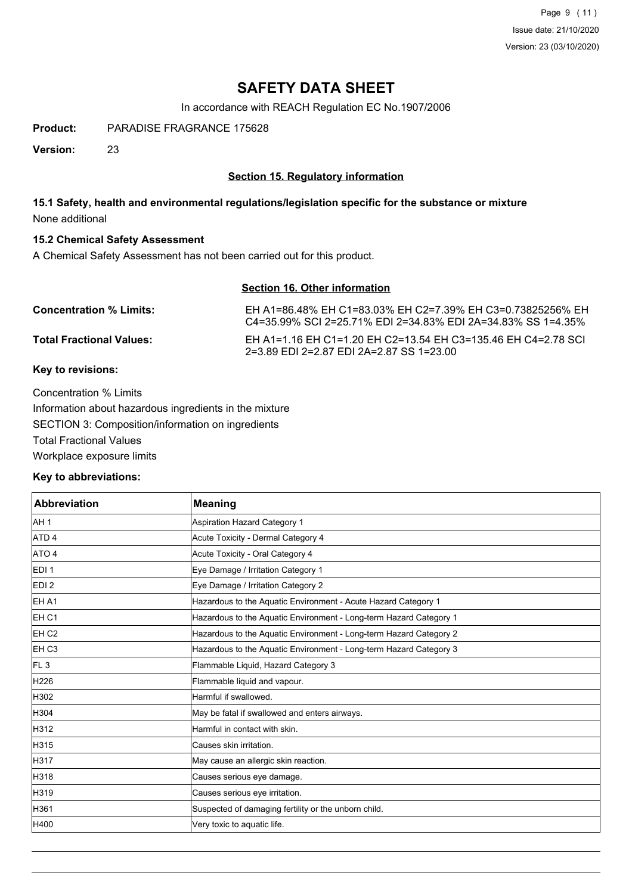# SAFETY DATA SHEET

In accordance with REACH Regulation EC No.1907/2006

**Product:** PARADISE FRAGRANCE 175628

**Version:** 23

## Section 15. Regulatory information

### 15.1 Safety, health and environmental regulations/legislation specific for the substance or mixture

None additional

### 15.2 Chemical Safety Assessment

A Chemical Safety Assessment has not been carried out for this product.

## Section 16. Other information

**Concentration % Limits:** EH A1=86.48% EH C1=83.03% EH C2=7.39% EH C3=0.73825256% EH C4=35.99% SCI 2=25.71% EDI 2=34.83% EDI 2A=34.83% SS 1=4.35%

**Total Fractional Values:** EH A1=1.16 EH C1=1.20 EH C2=13.54 EH C3=135.46 EH C4=2.78 SCI 2=3.89 EDI 2=2.87 EDI 2A=2.87 SS 1=23.00

**Key to revisions:**

Concentration % Limits

Information about hazardous ingredients in the mixture

SECTION 3: Composition/information on ingredients

Total Fractional Values

Workplace exposure limits

**Key to abbreviations:**

| Abbreviation | Meaning |
|---|---|
| AH 1 | Aspiration Hazard Category 1 |
| ATD 4 | Acute Toxicity - Dermal Category 4 |
| ATO 4 | Acute Toxicity - Oral Category 4 |
| EDI 1 | Eye Damage / Irritation Category 1 |
| EDI 2 | Eye Damage / Irritation Category 2 |
| EH A1 | Hazardous to the Aquatic Environment - Acute Hazard Category 1 |
| EH C1 | Hazardous to the Aquatic Environment - Long-term Hazard Category 1 |
| EH C2 | Hazardous to the Aquatic Environment - Long-term Hazard Category 2 |
| EH C3 | Hazardous to the Aquatic Environment - Long-term Hazard Category 3 |
| FL 3 | Flammable Liquid, Hazard Category 3 |
| H226 | Flammable liquid and vapour. |
| H302 | Harmful if swallowed. |
| H304 | May be fatal if swallowed and enters airways. |
| H312 | Harmful in contact with skin. |
| H315 | Causes skin irritation. |
| H317 | May cause an allergic skin reaction. |
| H318 | Causes serious eye damage. |
| H319 | Causes serious eye irritation. |
| H361 | Suspected of damaging fertility or the unborn child. |
| H400 | Very toxic to aquatic life. |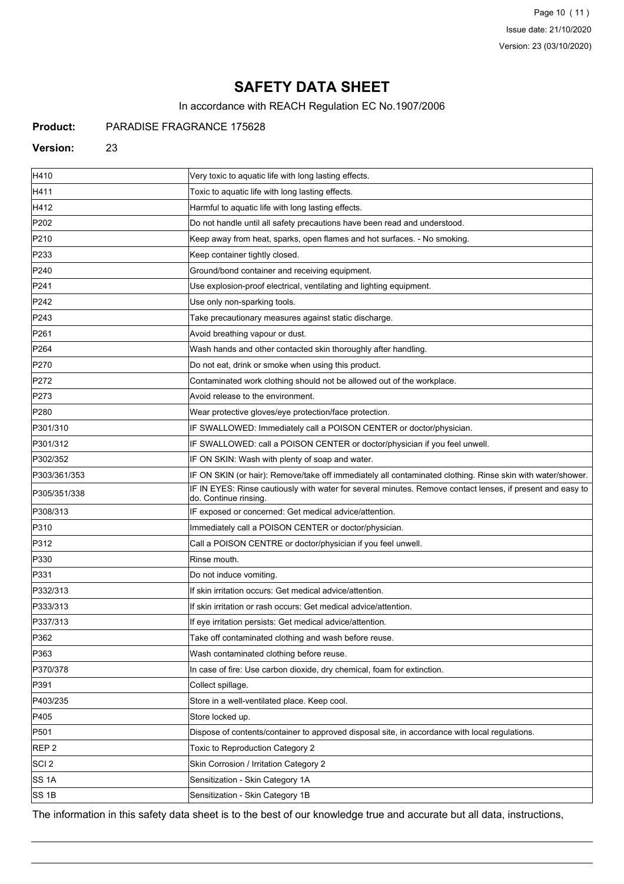# SAFETY DATA SHEET

In accordance with REACH Regulation EC No.1907/2006

**Product:** PARADISE FRAGRANCE 175628

**Version:** 23

| | |
|---|---|
| H410 | Very toxic to aquatic life with long lasting effects. |
| H411 | Toxic to aquatic life with long lasting effects. |
| H412 | Harmful to aquatic life with long lasting effects. |
| P202 | Do not handle until all safety precautions have been read and understood. |
| P210 | Keep away from heat, sparks, open flames and hot surfaces. - No smoking. |
| P233 | Keep container tightly closed. |
| P240 | Ground/bond container and receiving equipment. |
| P241 | Use explosion-proof electrical, ventilating and lighting equipment. |
| P242 | Use only non-sparking tools. |
| P243 | Take precautionary measures against static discharge. |
| P261 | Avoid breathing vapour or dust. |
| P264 | Wash hands and other contacted skin thoroughly after handling. |
| P270 | Do not eat, drink or smoke when using this product. |
| P272 | Contaminated work clothing should not be allowed out of the workplace. |
| P273 | Avoid release to the environment. |
| P280 | Wear protective gloves/eye protection/face protection. |
| P301/310 | IF SWALLOWED: Immediately call a POISON CENTER or doctor/physician. |
| P301/312 | IF SWALLOWED: call a POISON CENTER or doctor/physician if you feel unwell. |
| P302/352 | IF ON SKIN: Wash with plenty of soap and water. |
| P303/361/353 | IF ON SKIN (or hair): Remove/take off immediately all contaminated clothing. Rinse skin with water/shower. |
| P305/351/338 | IF IN EYES: Rinse cautiously with water for several minutes. Remove contact lenses, if present and easy to do. Continue rinsing. |
| P308/313 | IF exposed or concerned: Get medical advice/attention. |
| P310 | Immediately call a POISON CENTER or doctor/physician. |
| P312 | Call a POISON CENTRE or doctor/physician if you feel unwell. |
| P330 | Rinse mouth. |
| P331 | Do not induce vomiting. |
| P332/313 | If skin irritation occurs: Get medical advice/attention. |
| P333/313 | If skin irritation or rash occurs: Get medical advice/attention. |
| P337/313 | If eye irritation persists: Get medical advice/attention. |
| P362 | Take off contaminated clothing and wash before reuse. |
| P363 | Wash contaminated clothing before reuse. |
| P370/378 | In case of fire: Use carbon dioxide, dry chemical, foam for extinction. |
| P391 | Collect spillage. |
| P403/235 | Store in a well-ventilated place. Keep cool. |
| P405 | Store locked up. |
| P501 | Dispose of contents/container to approved disposal site, in accordance with local regulations. |
| REP 2 | Toxic to Reproduction Category 2 |
| SCI 2 | Skin Corrosion / Irritation Category 2 |
| SS 1A | Sensitization - Skin Category 1A |
| SS 1B | Sensitization - Skin Category 1B |

The information in this safety data sheet is to the best of our knowledge true and accurate but all data, instructions,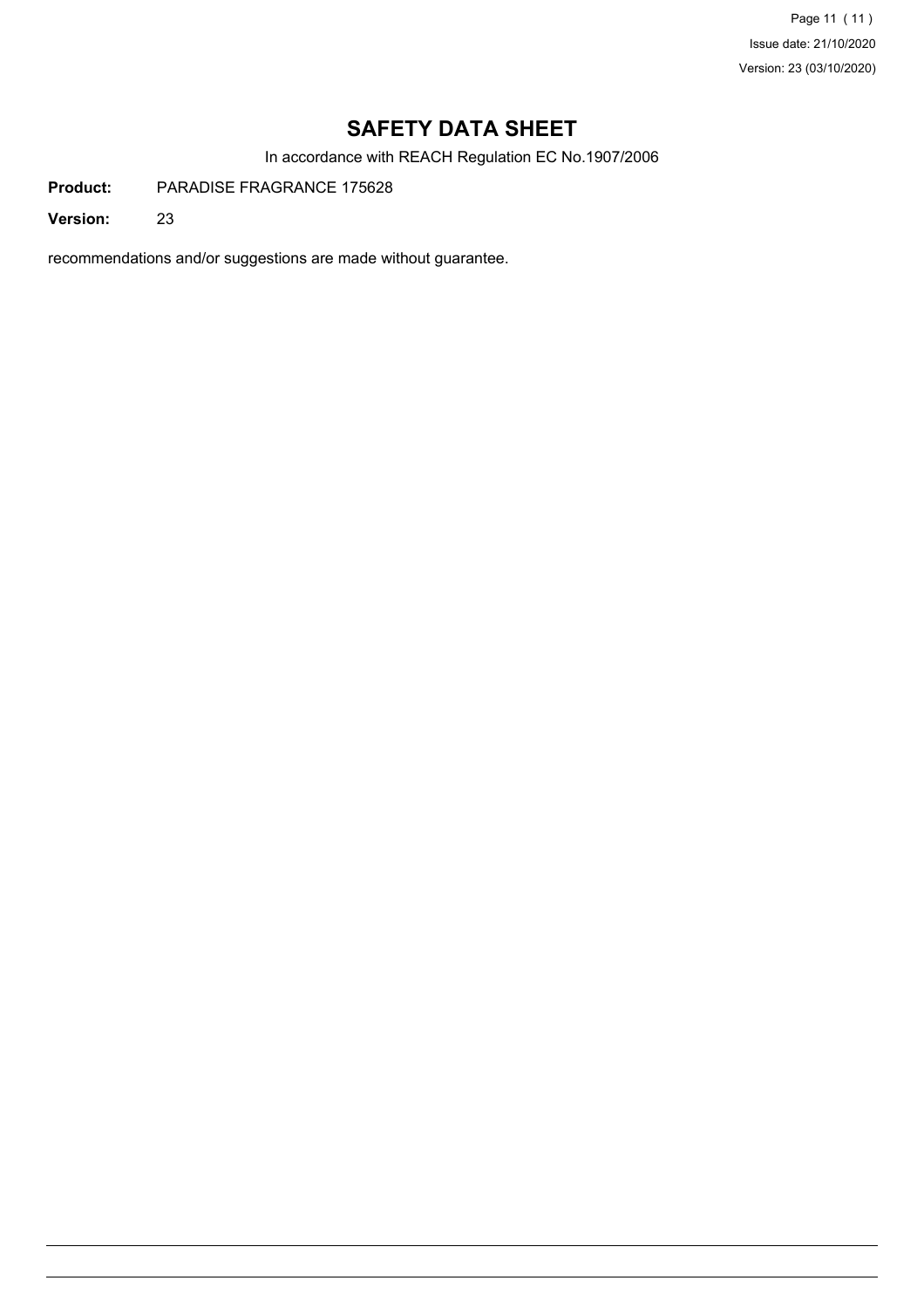recommendations and/or suggestions are made without guarantee.